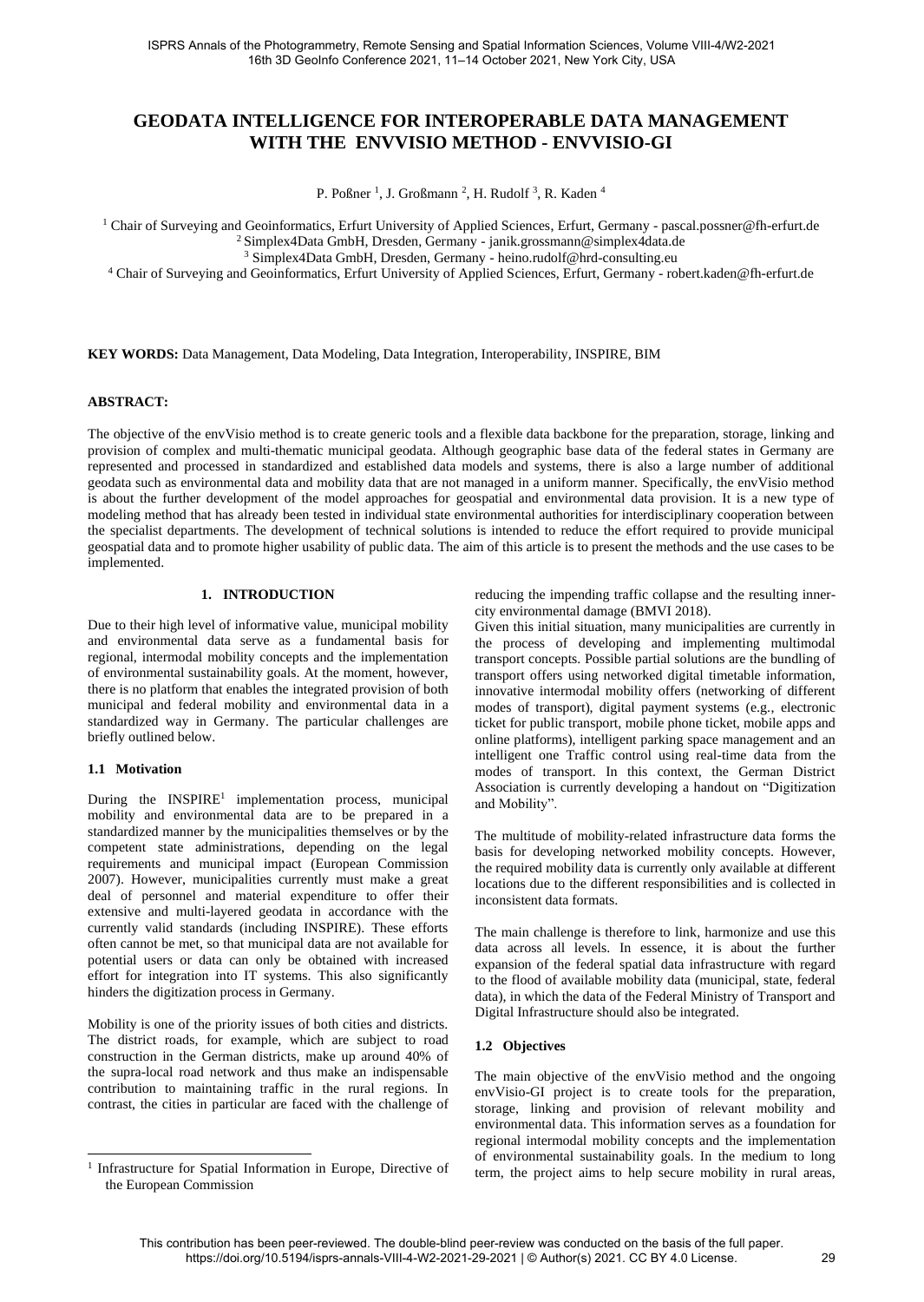# GEODATA INTELLIGENCE FOR INTEROPERABLE DATA MANAGEMENT WITH THE ENVVISIO METHOD - ENVVISIO-GI

P. Poßner [1], J. Großmann [2], H. Rudolf [3], R. Kaden [4]

[1] Chair of Surveying and Geoinformatics, Erfurt University of Applied Sciences, Erfurt, Germany - pascal.possner@fh-erfurt.de
[2] Simplex4Data GmbH, Dresden, Germany - janik.grossmann@simplex4data.de
[3] Simplex4Data GmbH, Dresden, Germany - heino.rudolf@hrd-consulting.eu
[4] Chair of Surveying and Geoinformatics, Erfurt University of Applied Sciences, Erfurt, Germany - robert.kaden@fh-erfurt.de

**KEY WORDS:** Data Management, Data Modeling, Data Integration, Interoperability, INSPIRE, BIM

**ABSTRACT:**

The objective of the envVisio method is to create generic tools and a flexible data backbone for the preparation, storage, linking and provision of complex and multi-thematic municipal geodata. Although geographic base data of the federal states in Germany are represented and processed in standardized and established data models and systems, there is also a large number of additional geodata such as environmental data and mobility data that are not managed in a uniform manner. Specifically, the envVisio method is about the further development of the model approaches for geospatial and environmental data provision. It is a new type of modeling method that has already been tested in individual state environmental authorities for interdisciplinary cooperation between the specialist departments. The development of technical solutions is intended to reduce the effort required to provide municipal geospatial data and to promote higher usability of public data. The aim of this article is to present the methods and the use cases to be implemented.

## 1. INTRODUCTION

Due to their high level of informative value, municipal mobility and environmental data serve as a fundamental basis for regional, intermodal mobility concepts and the implementation of environmental sustainability goals. At the moment, however, there is no platform that enables the integrated provision of both municipal and federal mobility and environmental data in a standardized way in Germany. The particular challenges are briefly outlined below.

### 1.1 Motivation

During the INSPIRE[1] implementation process, municipal mobility and environmental data are to be prepared in a standardized manner by the municipalities themselves or by the competent state administrations, depending on the legal requirements and municipal impact (European Commission 2007). However, municipalities currently must make a great deal of personnel and material expenditure to offer their extensive and multi-layered geodata in accordance with the currently valid standards (including INSPIRE). These efforts often cannot be met, so that municipal data are not available for potential users or data can only be obtained with increased effort for integration into IT systems. This also significantly hinders the digitization process in Germany.

Mobility is one of the priority issues of both cities and districts. The district roads, for example, which are subject to road construction in the German districts, make up around 40% of the supra-local road network and thus make an indispensable contribution to maintaining traffic in the rural regions. In contrast, the cities in particular are faced with the challenge of reducing the impending traffic collapse and the resulting inner-city environmental damage (BMVI 2018).

Given this initial situation, many municipalities are currently in the process of developing and implementing multimodal transport concepts. Possible partial solutions are the bundling of transport offers using networked digital timetable information, innovative intermodal mobility offers (networking of different modes of transport), digital payment systems (e.g., electronic ticket for public transport, mobile phone ticket, mobile apps and online platforms), intelligent parking space management and an intelligent one Traffic control using real-time data from the modes of transport. In this context, the German District Association is currently developing a handout on "Digitization and Mobility".

The multitude of mobility-related infrastructure data forms the basis for developing networked mobility concepts. However, the required mobility data is currently only available at different locations due to the different responsibilities and is collected in inconsistent data formats.

The main challenge is therefore to link, harmonize and use this data across all levels. In essence, it is about the further expansion of the federal spatial data infrastructure with regard to the flood of available mobility data (municipal, state, federal data), in which the data of the Federal Ministry of Transport and Digital Infrastructure should also be integrated.

### 1.2 Objectives

The main objective of the envVisio method and the ongoing envVisio-GI project is to create tools for the preparation, storage, linking and provision of relevant mobility and environmental data. This information serves as a foundation for regional intermodal mobility concepts and the implementation of environmental sustainability goals. In the medium to long term, the project aims to help secure mobility in rural areas,

[1] Infrastructure for Spatial Information in Europe, Directive of the European Commission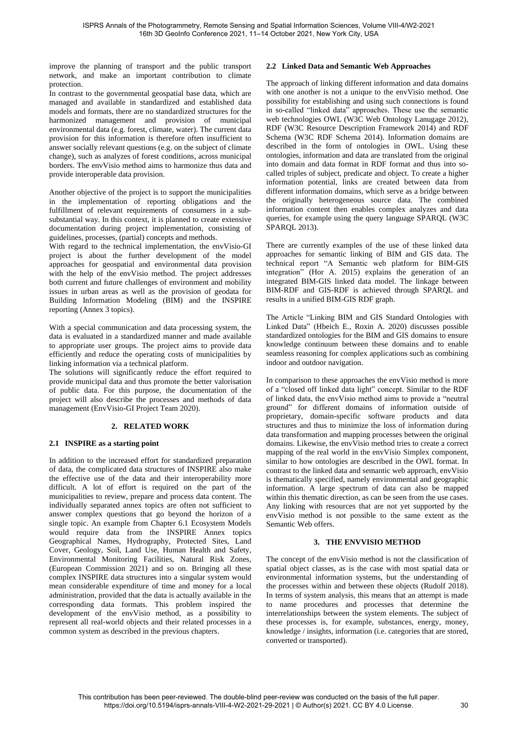improve the planning of transport and the public transport network, and make an important contribution to climate protection.

In contrast to the governmental geospatial base data, which are managed and available in standardized and established data models and formats, there are no standardized structures for the harmonized management and provision of municipal environmental data (e.g. forest, climate, water). The current data provision for this information is therefore often insufficient to answer socially relevant questions (e.g. on the subject of climate change), such as analyzes of forest conditions, across municipal borders. The envVisio method aims to harmonize thus data and provide interoperable data provision.

Another objective of the project is to support the municipalities in the implementation of reporting obligations and the fulfillment of relevant requirements of consumers in a sub-substantial way. In this context, it is planned to create extensive documentation during project implementation, consisting of guidelines, processes, (partial) concepts and methods.

With regard to the technical implementation, the envVisio-GI project is about the further development of the model approaches for geospatial and environmental data provision with the help of the envVisio method. The project addresses both current and future challenges of environment and mobility issues in urban areas as well as the provision of geodata for Building Information Modeling (BIM) and the INSPIRE reporting (Annex 3 topics).

With a special communication and data processing system, the data is evaluated in a standardized manner and made available to appropriate user groups. The project aims to provide data efficiently and reduce the operating costs of municipalities by linking information via a technical platform.

The solutions will significantly reduce the effort required to provide municipal data and thus promote the better valorisation of public data. For this purpose, the documentation of the project will also describe the processes and methods of data management (EnvVisio-GI Project Team 2020).

## 2. RELATED WORK

### 2.1 INSPIRE as a starting point

In addition to the increased effort for standardized preparation of data, the complicated data structures of INSPIRE also make the effective use of the data and their interoperability more difficult. A lot of effort is required on the part of the municipalities to review, prepare and process data content. The individually separated annex topics are often not sufficient to answer complex questions that go beyond the horizon of a single topic. An example from Chapter 6.1 Ecosystem Models would require data from the INSPIRE Annex topics Geographical Names, Hydrography, Protected Sites, Land Cover, Geology, Soil, Land Use, Human Health and Safety, Environmental Monitoring Facilities, Natural Risk Zones, (European Commission 2021) and so on. Bringing all these complex INSPIRE data structures into a singular system would mean considerable expenditure of time and money for a local administration, provided that the data is actually available in the corresponding data formats. This problem inspired the development of the envVisio method, as a possibility to represent all real-world objects and their related processes in a common system as described in the previous chapters.

### 2.2 Linked Data and Semantic Web Approaches

The approach of linking different information and data domains with one another is not a unique to the envVisio method. One possibility for establishing and using such connections is found in so-called "linked data" approaches. These use the semantic web technologies OWL (W3C Web Ontology Lanugage 2012), RDF (W3C Resource Description Framework 2014) and RDF Schema (W3C RDF Schema 2014). Information domains are described in the form of ontologies in OWL. Using these ontologies, information and data are translated from the original into domain and data format in RDF format and thus into so-called triples of subject, predicate and object. To create a higher information potential, links are created between data from different information domains, which serve as a bridge between the originally heterogeneous source data. The combined information content then enables complex analyzes and data queries, for example using the query language SPARQL (W3C SPARQL 2013).

There are currently examples of the use of these linked data approaches for semantic linking of BIM and GIS data. The technical report "A Semantic web platform for BIM-GIS integration" (Hor A. 2015) explains the generation of an integrated BIM-GIS linked data model. The linkage between BIM-RDF and GIS-RDF is achieved through SPARQL and results in a unified BIM-GIS RDF graph.

The Article "Linking BIM and GIS Standard Ontologies with Linked Data" (Hbeich E., Roxin A. 2020) discusses possible standardized ontologies for the BIM and GIS domains to ensure knowledge continuum between these domains and to enable seamless reasoning for complex applications such as combining indoor and outdoor navigation.

In comparison to these approaches the envVisio method is more of a "closed off linked data light" concept. Similar to the RDF of linked data, the envVisio method aims to provide a "neutral ground" for different domains of information outside of proprietary, domain-specific software products and data structures and thus to minimize the loss of information during data transformation and mapping processes between the original domains. Likewise, the envVisio method tries to create a correct mapping of the real world in the envVisio Simplex component, similar to how ontologies are described in the OWL format. In contrast to the linked data and semantic web approach, envVisio is thematically specified, namely environmental and geographic information. A large spectrum of data can also be mapped within this thematic direction, as can be seen from the use cases. Any linking with resources that are not yet supported by the envVisio method is not possible to the same extent as the Semantic Web offers.

## 3. THE ENVVISIO METHOD

The concept of the envVisio method is not the classification of spatial object classes, as is the case with most spatial data or environmental information systems, but the understanding of the processes within and between these objects (Rudolf 2018). In terms of system analysis, this means that an attempt is made to name procedures and processes that determine the interrelationships between the system elements. The subject of these processes is, for example, substances, energy, money, knowledge / insights, information (i.e. categories that are stored, converted or transported).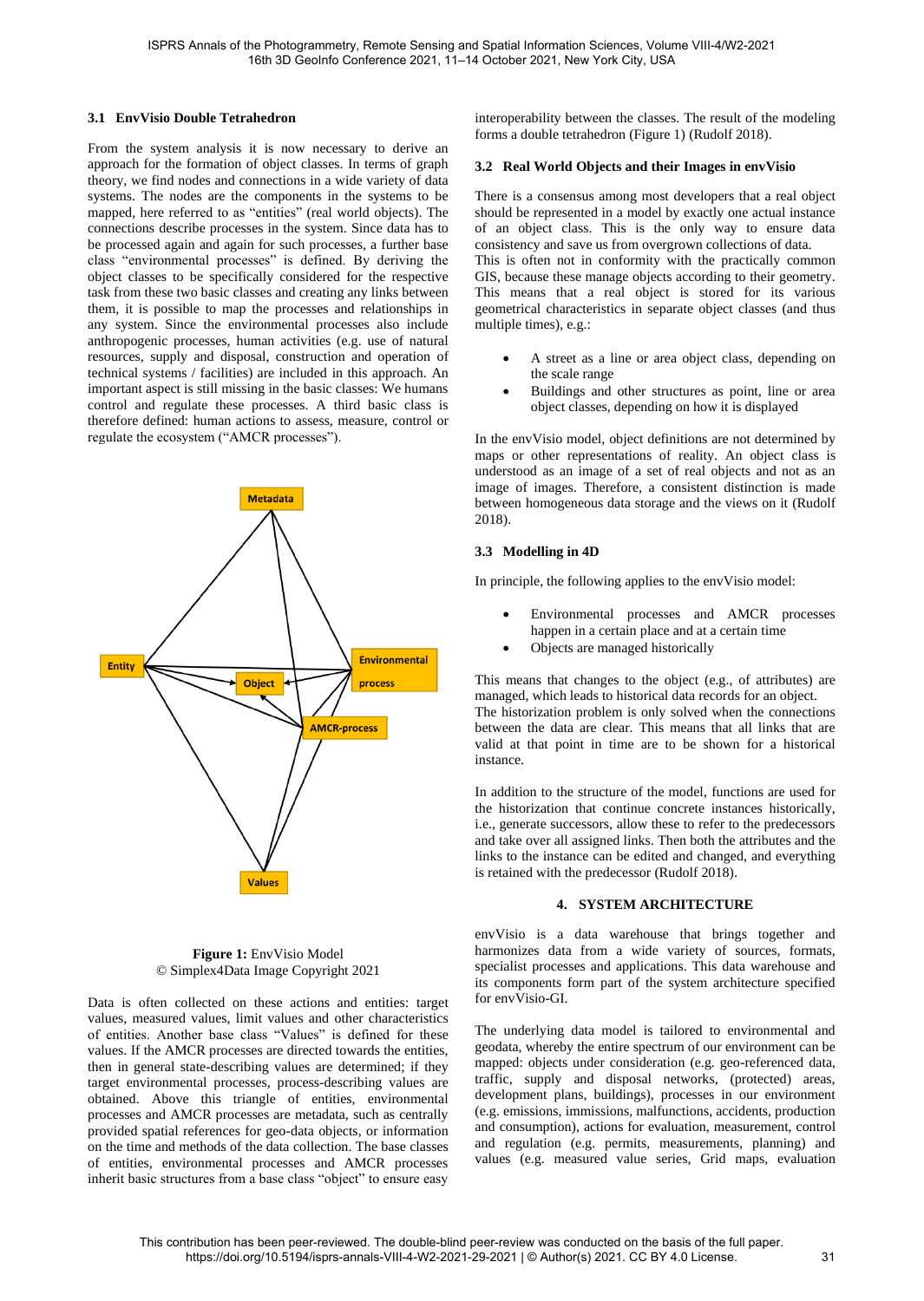### 3.1 EnvVisio Double Tetrahedron

From the system analysis it is now necessary to derive an approach for the formation of object classes. In terms of graph theory, we find nodes and connections in a wide variety of data systems. The nodes are the components in the systems to be mapped, here referred to as "entities" (real world objects). The connections describe processes in the system. Since data has to be processed again and again for such processes, a further base class "environmental processes" is defined. By deriving the object classes to be specifically considered for the respective task from these two basic classes and creating any links between them, it is possible to map the processes and relationships in any system. Since the environmental processes also include anthropogenic processes, human activities (e.g. use of natural resources, supply and disposal, construction and operation of technical systems / facilities) are included in this approach. An important aspect is still missing in the basic classes: We humans control and regulate these processes. A third basic class is therefore defined: human actions to assess, measure, control or regulate the ecosystem ("AMCR processes").

**Figure 1:** EnvVisio Model
© Simplex4Data Image Copyright 2021

Data is often collected on these actions and entities: target values, measured values, limit values and other characteristics of entities. Another base class "Values" is defined for these values. If the AMCR processes are directed towards the entities, then in general state-describing values are determined; if they target environmental processes, process-describing values are obtained. Above this triangle of entities, environmental processes and AMCR processes are metadata, such as centrally provided spatial references for geo-data objects, or information on the time and methods of the data collection. The base classes of entities, environmental processes and AMCR processes inherit basic structures from a base class "object" to ensure easy interoperability between the classes. The result of the modeling forms a double tetrahedron (Figure 1) (Rudolf 2018).

### 3.2 Real World Objects and their Images in envVisio

There is a consensus among most developers that a real object should be represented in a model by exactly one actual instance of an object class. This is the only way to ensure data consistency and save us from overgrown collections of data.
This is often not in conformity with the practically common GIS, because these manage objects according to their geometry. This means that a real object is stored for various geometrical characteristics in separate object classes (and thus multiple times), e.g.:

- A street as a line or area object class, depending on the scale range
- Buildings and other structures as point, line or area object classes, depending on how it is displayed

In the envVisio model, object definitions are not determined by maps or other representations of reality. An object class is understood as an image of a set of real objects and not as an image of images. Therefore, a consistent distinction is made between homogeneous data storage and the views on it (Rudolf 2018).

### 3.3 Modelling in 4D

In principle, the following applies to the envVisio model:

- Environmental processes and AMCR processes happen in a certain place and at a certain time
- Objects are managed historically

This means that changes to the object (e.g., of attributes) are managed, which leads to historical data records for an object.
The historization problem is only solved when the connections between the data are clear. This means that all links that are valid at that point in time are to be shown for a historical instance.

In addition to the structure of the model, functions are used for the historization that continue concrete instances historically, i.e., generate successors, allow these to refer to the predecessors and take over all assigned links. Then both the attributes and the links to the instance can be edited and changed, and everything is retained with the predecessor (Rudolf 2018).

## 4. SYSTEM ARCHITECTURE

envVisio is a data warehouse that brings together and harmonizes data from a wide variety of sources, formats, specialist processes and applications. This data warehouse and its components form part of the system architecture specified for envVisio-GI.

The underlying data model is tailored to environmental and geodata, whereby the entire spectrum of our environment can be mapped: objects under consideration (e.g. geo-referenced data, traffic, supply and disposal networks, (protected) areas, development plans, buildings), processes in our environment (e.g. emissions, immissions, malfunctions, accidents, production and consumption), actions for evaluation, measurement, control and regulation (e.g. permits, measurements, planning) and values (e.g. measured value series, Grid maps, evaluation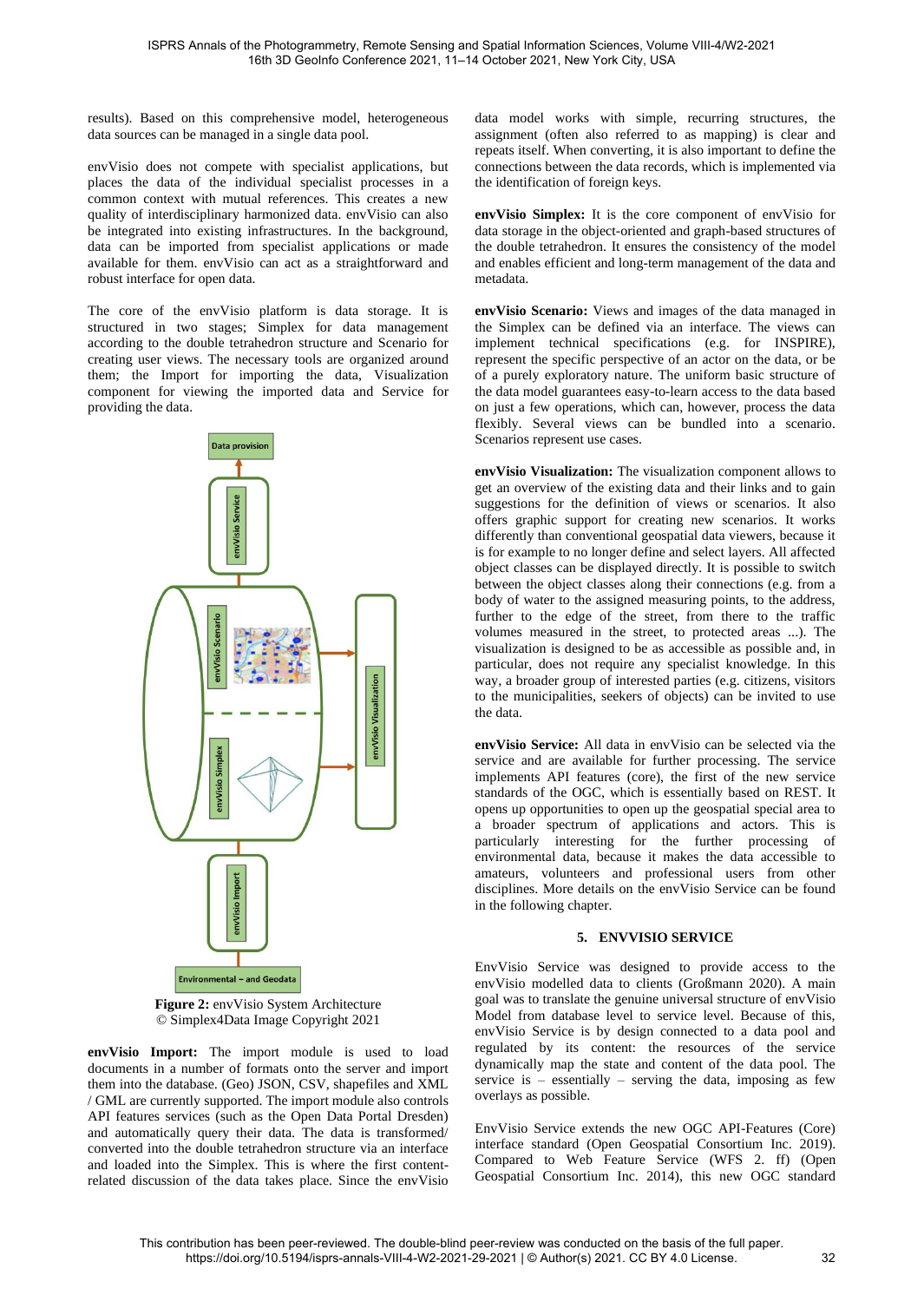results). Based on this comprehensive model, heterogeneous data sources can be managed in a single data pool.

envVisio does not compete with specialist applications, but places the data of the individual specialist processes in a common context with mutual references. This creates a new quality of interdisciplinary harmonized data. envVisio can also be integrated into existing infrastructures. In the background, data can be imported from specialist applications or made available for them. envVisio can act as a straightforward and robust interface for open data.

The core of the envVisio platform is data storage. It is structured in two stages; Simplex for data management according to the double tetrahedron structure and Scenario for creating user views. The necessary tools are organized around them; the Import for importing the data, Visualization component for viewing the imported data and Service for providing the data.

**Figure 2:** envVisio System Architecture
© Simplex4Data Image Copyright 2021

**envVisio Import:** The import module is used to load documents in a number of formats onto the server and import them into the database. (Geo) JSON, CSV, shapefiles and XML / GML are currently supported. The import module also controls API features services (such as the Open Data Portal Dresden) and automatically query their data. The data is transformed/ converted into the double tetrahedron structure via an interface and loaded into the Simplex. This is where the first content-related discussion of the data takes place. Since the envVisio data model works with simple, recurring structures, the assignment (often also referred to as mapping) is clear and repeats itself. When converting, it is also important to define the connections between the data records, which is implemented via the identification of foreign keys.

**envVisio Simplex:** It is the core component of envVisio for data storage in the object-oriented and graph-based structures of the double tetrahedron. It ensures the consistency of the model and enables efficient and long-term management of the data and metadata.

**envVisio Scenario:** Views and images of the data managed in the Simplex can be defined via an interface. The views can implement technical specifications (e.g. for INSPIRE), represent the specific perspective of an actor on the data, or be of a purely exploratory nature. The uniform basic structure of the data model guarantees easy-to-learn access to the data based on just a few operations, which can, however, process the data flexibly. Several views can be bundled into a scenario. Scenarios represent use cases.

**envVisio Visualization:** The visualization component allows to get an overview of the existing data and their links and to gain suggestions for the definition of views or scenarios. It also offers graphic support for creating new scenarios. It works differently than conventional geospatial data viewers, because it is for example to no longer define and select layers. All affected object classes can be displayed directly. It is possible to switch between the object classes along their connections (e.g. from a body of water to the assigned measuring points, to the address, further to the edge of the street, from there to the traffic volumes measured in the street, to protected areas ...). The visualization is designed to be as accessible as possible and, in particular, does not require any specialist knowledge. In this way, a broader group of interested parties (e.g. citizens, visitors to the municipalities, seekers of objects) can be invited to use the data.

**envVisio Service:** All data in envVisio can be selected via the service and are available for further processing. The service implements API features (core), the first of the new service standards of the OGC, which is essentially based on REST. It opens up opportunities to open up the geospatial special area to a broader spectrum of applications and actors. This is particularly interesting for the further processing of environmental data, because it makes the data accessible to amateurs, volunteers and professional users from other disciplines. More details on the envVisio Service can be found in the following chapter.

## 5. ENVVISIO SERVICE

EnvVisio Service was designed to provide access to the envVisio modelled data to clients (Großmann 2020). A main goal was to translate the genuine universal structure of envVisio Model from database level to service level. Because of this, envVisio Service is by design connected to a data pool and regulated by its content: the resources of the service dynamically map the state and content of the data pool. The service is – essentially – serving the data, imposing as few overlays as possible.

EnvVisio Service extends the new OGC API-Features (Core) interface standard (Open Geospatial Consortium Inc. 2019). Compared to Web Feature Service (WFS 2. ff) (Open Geospatial Consortium Inc. 2014), this new OGC standard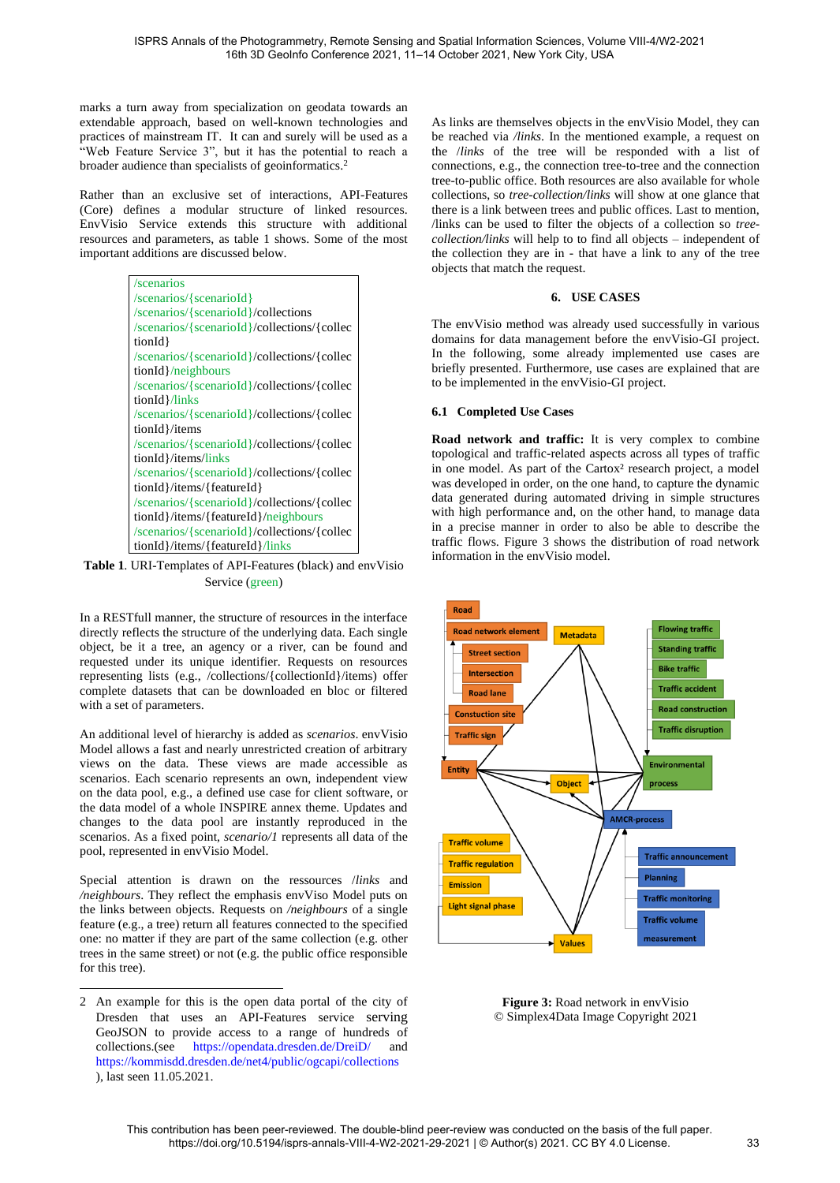marks a turn away from specialization on geodata towards an extendable approach, based on well-known technologies and practices of mainstream IT. It can and surely will be used as a "Web Feature Service 3", but it has the potential to reach a broader audience than specialists of geoinformatics.[2]

Rather than an exclusive set of interactions, API-Features (Core) defines a modular structure of linked resources. EnvVisio Service extends this structure with additional resources and parameters, as table 1 shows. Some of the most important additions are discussed below.

| URI-Templates |
|---|
| /scenarios |
| /scenarios/{scenarioId} |
| /scenarios/{scenarioId}/collections |
| /scenarios/{scenarioId}/collections/{collectionId} |
| /scenarios/{scenarioId}/collections/{collectionId}/neighbours |
| /scenarios/{scenarioId}/collections/{collectionId}/links |
| /scenarios/{scenarioId}/collections/{collectionId}/items |
| /scenarios/{scenarioId}/collections/{collectionId}/items/links |
| /scenarios/{scenarioId}/collections/{collectionId}/items/{featureId} |
| /scenarios/{scenarioId}/collections/{collectionId}/items/{featureId}/neighbours |
| /scenarios/{scenarioId}/collections/{collectionId}/items/{featureId}/links |

**Table 1**. URI-Templates of API-Features (black) and envVisio Service (green)

In a RESTfull manner, the structure of resources in the interface directly reflects the structure of the underlying data. Each single object, be it a tree, an agency or a river, can be found and requested under its unique identifier. Requests on resources representing lists (e.g., /collections/{collectionId}/items) offer complete datasets that can be downloaded en bloc or filtered with a set of parameters.

An additional level of hierarchy is added as *scenarios*. envVisio Model allows a fast and nearly unrestricted creation of arbitrary views on the data. These views are made accessible as scenarios. Each scenario represents an own, independent view on the data pool, e.g., a defined use case for client software, or the data model of a whole INSPIRE annex theme. Updates and changes to the data pool are instantly reproduced in the scenarios. As a fixed point, *scenario/1* represents all data of the pool, represented in envVisio Model.

Special attention is drawn on the ressources */links* and */neighbours*. They reflect the emphasis envViso Model puts on the links between objects. Requests on */neighbours* of a single feature (e.g., a tree) return all features connected to the specified one: no matter if they are part of the same collection (e.g. other trees in the same street) or not (e.g. the public office responsible for this tree).

As links are themselves objects in the envVisio Model, they can be reached via */links*. In the mentioned example, a request on the */links* of the tree will be responded with a list of connections, e.g., the connection tree-to-tree and the connection tree-to-public office. Both resources are also available for whole collections, so *tree-collection/links* will show at one glance that there is a link between trees and public offices. Last to mention, /links can be used to filter the objects of a collection so *tree-collection/links* will help to to find all objects – independent of the collection they are in - that have a link to any of the tree objects that match the request.

## 6. USE CASES

The envVisio method was already used successfully in various domains for data management before the envVisio-GI project. In the following, some already implemented use cases are briefly presented. Furthermore, use cases are explained that are to be implemented in the envVisio-GI project.

### 6.1 Completed Use Cases

**Road network and traffic:** It is very complex to combine topological and traffic-related aspects across all types of traffic in one model. As part of the Cartox² research project, a model was developed in order, on the one hand, to capture the dynamic data generated during automated driving in simple structures with high performance and, on the other hand, to manage data in a precise manner in order to also be able to describe the traffic flows. Figure 3 shows the distribution of road network information in the envVisio model.

**Figure 3:** Road network in envVisio
© Simplex4Data Image Copyright 2021

---

[2] An example for this is the open data portal of the city of Dresden that uses an API-Features service serving GeoJSON to provide access to a range of hundreds of collections.(see https://opendata.dresden.de/DreiD/ and https://kommisdd.dresden.de/net4/public/ogcapi/collections ), last seen 11.05.2021.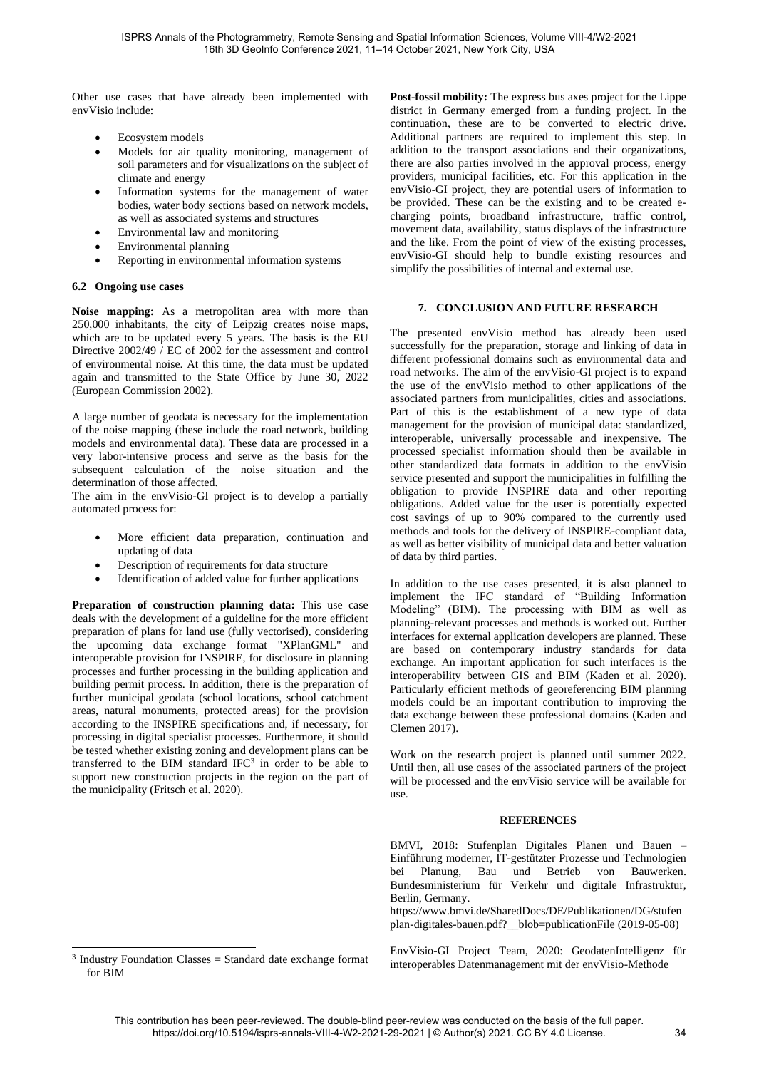Other use cases that have already been implemented with envVisio include:

- Ecosystem models
- Models for air quality monitoring, management of soil parameters and for visualizations on the subject of climate and energy
- Information systems for the management of water bodies, water body sections based on network models, as well as associated systems and structures
- Environmental law and monitoring
- Environmental planning
- Reporting in environmental information systems

### 6.2 Ongoing use cases

**Noise mapping:** As a metropolitan area with more than 250,000 inhabitants, the city of Leipzig creates noise maps, which are to be updated every 5 years. The basis is the EU Directive 2002/49 / EC of 2002 for the assessment and control of environmental noise. At this time, the data must be updated again and transmitted to the State Office by June 30, 2022 (European Commission 2002).

A large number of geodata is necessary for the implementation of the noise mapping (these include the road network, building models and environmental data). These data are processed in a very labor-intensive process and serve as the basis for the subsequent calculation of the noise situation and the determination of those affected.

The aim in the envVisio-GI project is to develop a partially automated process for:

- More efficient data preparation, continuation and updating of data
- Description of requirements for data structure
- Identification of added value for further applications

**Preparation of construction planning data:** This use case deals with the development of a guideline for the more efficient preparation of plans for land use (fully vectorised), considering the upcoming data exchange format "XPlanGML" and interoperable provision for INSPIRE, for disclosure in planning processes and further processing in the building application and building permit process. In addition, there is the preparation of further municipal geodata (school locations, school catchment areas, natural monuments, protected areas) for the provision according to the INSPIRE specifications and, if necessary, for processing in digital specialist processes. Furthermore, it should be tested whether existing zoning and development plans can be transferred to the BIM standard IFC[3] in order to be able to support new construction projects in the region on the part of the municipality (Fritsch et al. 2020).

**Post-fossil mobility:** The express bus axes project for the Lippe district in Germany emerged from a funding project. In the continuation, these are to be converted to electric drive. Additional partners are required to implement this step. In addition to the transport associations and their organizations, there are also parties involved in the approval process, energy providers, municipal facilities, etc. For this application in the envVisio-GI project, they are potential users of information to be provided. These can be the existing and to be created e-charging points, broadband infrastructure, traffic control, movement data, availability, status displays of the infrastructure and the like. From the point of view of the existing processes, envVisio-GI should help to bundle existing resources and simplify the possibilities of internal and external use.

## 7. CONCLUSION AND FUTURE RESEARCH

The presented envVisio method has already been used successfully for the preparation, storage and linking of data in different professional domains such as environmental data and road networks. The aim of the envVisio-GI project is to expand the use of the envVisio method to other applications of the associated partners from municipalities, cities and associations. Part of this is the establishment of a new type of data management for the provision of municipal data: standardized, interoperable, universally processable and inexpensive. The processed specialist information should then be available in other standardized data formats in addition to the envVisio service presented and support the municipalities in fulfilling the obligation to provide INSPIRE data and other reporting obligations. Added value for the user is potentially expected cost savings of up to 90% compared to the currently used methods and tools for the delivery of INSPIRE-compliant data, as well as better visibility of municipal data and better valuation of data by third parties.

In addition to the use cases presented, it is also planned to implement the IFC standard of "Building Information Modeling" (BIM). The processing with BIM as well as planning-relevant processes and methods is worked out. Further interfaces for external application developers are planned. These are based on contemporary industry standards for data exchange. An important application for such interfaces is the interoperability between GIS and BIM (Kaden et al. 2020). Particularly efficient methods of georeferencing BIM planning models could be an important contribution to improving the data exchange between these professional domains (Kaden and Clemen 2017).

Work on the research project is planned until summer 2022. Until then, all use cases of the associated partners of the project will be processed and the envVisio service will be available for use.

## REFERENCES

BMVI, 2018: Stufenplan Digitales Planen und Bauen – Einführung moderner, IT-gestützter Prozesse und Technologien bei Planung, Bau und Betrieb von Bauwerken. Bundesministerium für Verkehr und digitale Infrastruktur, Berlin, Germany. https://www.bmvi.de/SharedDocs/DE/Publikationen/DG/stufenplan-digitales-bauen.pdf?__blob=publicationFile (2019-05-08)

EnvVisio-GI Project Team, 2020: GeodatenIntelligenz für interoperables Datenmanagement mit der envVisio-Methode

[3] Industry Foundation Classes = Standard date exchange format for BIM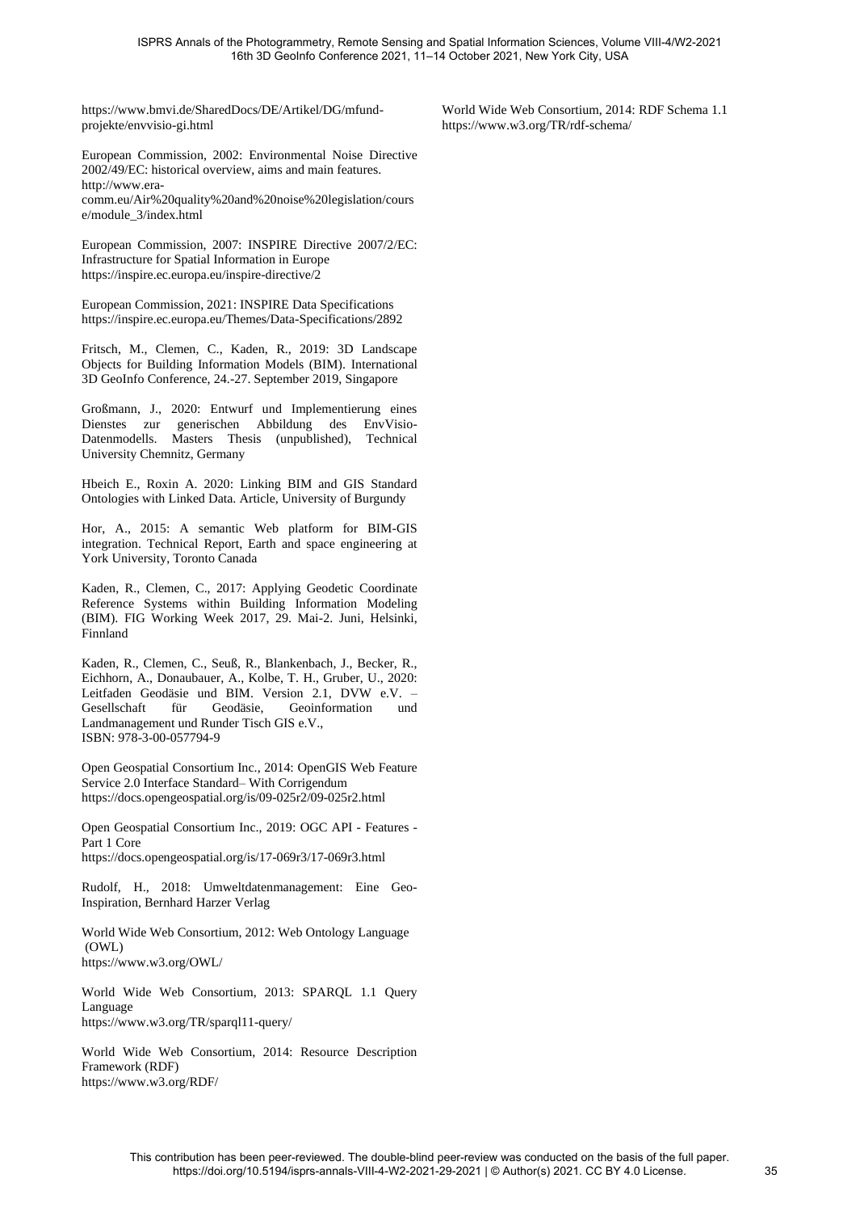https://www.bmvi.de/SharedDocs/DE/Artikel/DG/mfund-projekte/envvisio-gi.html

European Commission, 2002: Environmental Noise Directive 2002/49/EC: historical overview, aims and main features. http://www.era-comm.eu/Air%20quality%20and%20noise%20legislation/course/module_3/index.html

European Commission, 2007: INSPIRE Directive 2007/2/EC: Infrastructure for Spatial Information in Europe https://inspire.ec.europa.eu/inspire-directive/2

European Commission, 2021: INSPIRE Data Specifications https://inspire.ec.europa.eu/Themes/Data-Specifications/2892

Fritsch, M., Clemen, C., Kaden, R., 2019: 3D Landscape Objects for Building Information Models (BIM). International 3D GeoInfo Conference, 24.-27. September 2019, Singapore

Großmann, J., 2020: Entwurf und Implementierung eines Dienstes zur generischen Abbildung des EnvVisio-Datenmodells. Masters Thesis (unpublished), Technical University Chemnitz, Germany

Hbeich E., Roxin A. 2020: Linking BIM and GIS Standard Ontologies with Linked Data. Article, University of Burgundy

Hor, A., 2015: A semantic Web platform for BIM-GIS integration. Technical Report, Earth and space engineering at York University, Toronto Canada

Kaden, R., Clemen, C., 2017: Applying Geodetic Coordinate Reference Systems within Building Information Modeling (BIM). FIG Working Week 2017, 29. Mai-2. Juni, Helsinki, Finnland

Kaden, R., Clemen, C., Seuß, R., Blankenbach, J., Becker, R., Eichhorn, A., Donaubauer, A., Kolbe, T. H., Gruber, U., 2020: Leitfaden Geodäsie und BIM. Version 2.1, DVW e.V. – Gesellschaft für Geodäsie, Geoinformation und Landmanagement und Runder Tisch GIS e.V., ISBN: 978-3-00-057794-9

Open Geospatial Consortium Inc., 2014: OpenGIS Web Feature Service 2.0 Interface Standard– With Corrigendum https://docs.opengeospatial.org/is/09-025r2/09-025r2.html

Open Geospatial Consortium Inc., 2019: OGC API - Features - Part 1 Core https://docs.opengeospatial.org/is/17-069r3/17-069r3.html

Rudolf, H., 2018: Umweltdatenmanagement: Eine Geo-Inspiration, Bernhard Harzer Verlag

World Wide Web Consortium, 2012: Web Ontology Language (OWL) https://www.w3.org/OWL/

World Wide Web Consortium, 2013: SPARQL 1.1 Query Language https://www.w3.org/TR/sparql11-query/

World Wide Web Consortium, 2014: Resource Description Framework (RDF) https://www.w3.org/RDF/

World Wide Web Consortium, 2014: RDF Schema 1.1 https://www.w3.org/TR/rdf-schema/